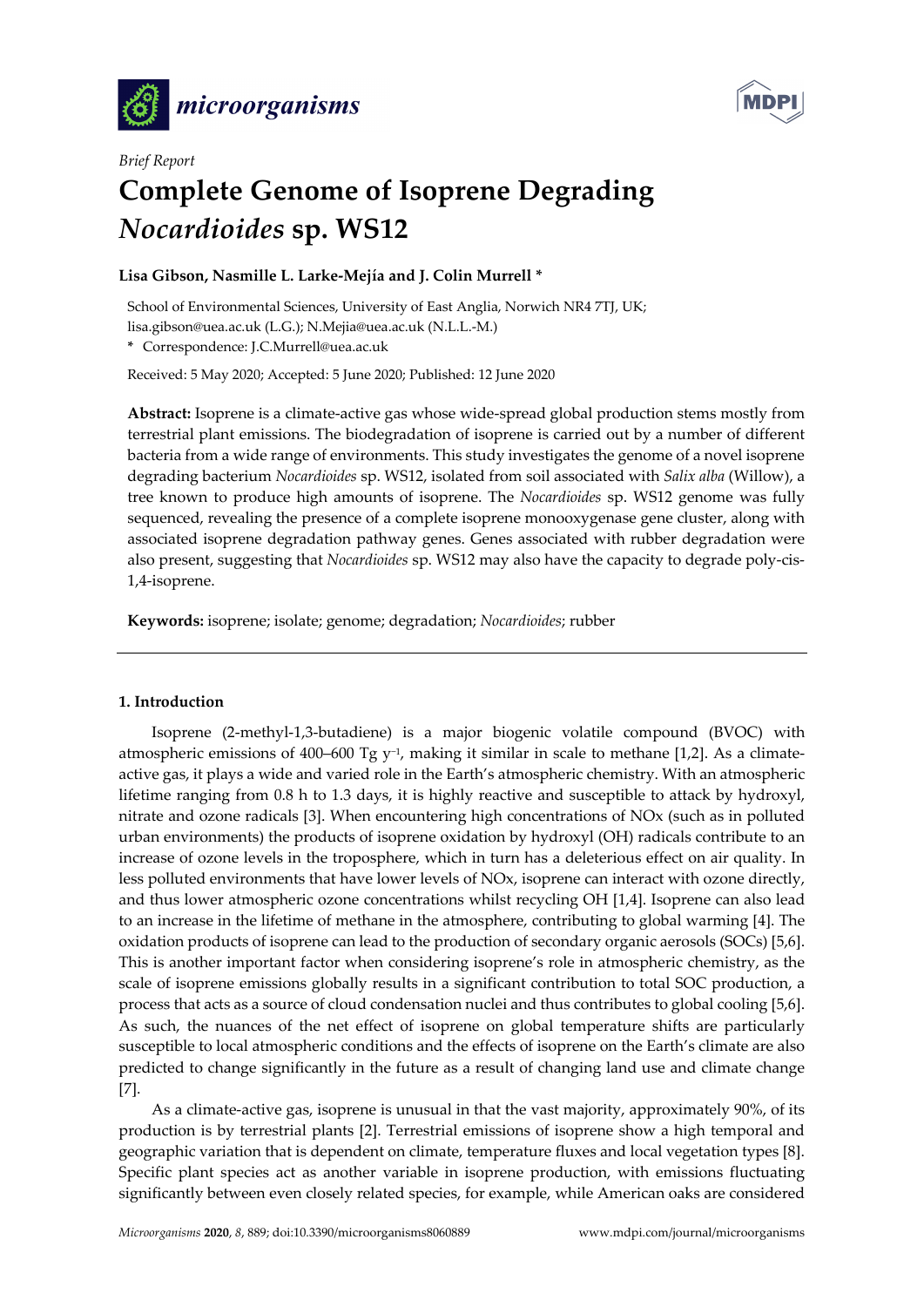*Brief Report*

# Complete Genome of Isoprene Degrading *Nocardioides* sp. WS12

**Lisa Gibson, Nasmille L. Larke-Mejía and J. Colin Murrell \***

School of Environmental Sciences, University of East Anglia, Norwich NR4 7TJ, UK; lisa.gibson@uea.ac.uk (L.G.); N.Mejia@uea.ac.uk (N.L.L.-M.)

\* Correspondence: J.C.Murrell@uea.ac.uk

Received: 5 May 2020; Accepted: 5 June 2020; Published: 12 June 2020

**Abstract:** Isoprene is a climate-active gas whose wide-spread global production stems mostly from terrestrial plant emissions. The biodegradation of isoprene is carried out by a number of different bacteria from a wide range of environments. This study investigates the genome of a novel isoprene degrading bacterium *Nocardioides* sp. WS12, isolated from soil associated with *Salix alba* (Willow), a tree known to produce high amounts of isoprene. The *Nocardioides* sp. WS12 genome was fully sequenced, revealing the presence of a complete isoprene monooxygenase gene cluster, along with associated isoprene degradation pathway genes. Genes associated with rubber degradation were also present, suggesting that *Nocardioides* sp. WS12 may also have the capacity to degrade poly-cis-1,4-isoprene.

**Keywords:** isoprene; isolate; genome; degradation; *Nocardioides*; rubber

## 1. Introduction

Isoprene (2-methyl-1,3-butadiene) is a major biogenic volatile compound (BVOC) with atmospheric emissions of 400–600 Tg $y^{-1}$, making it similar in scale to methane [1,2]. As a climate-active gas, it plays a wide and varied role in the Earth's atmospheric chemistry. With an atmospheric lifetime ranging from 0.8 h to 1.3 days, it is highly reactive and susceptible to attack by hydroxyl, nitrate and ozone radicals [3]. When encountering high concentrations of NOx (such as in polluted urban environments) the products of isoprene oxidation by hydroxyl (OH) radicals contribute to an increase of ozone levels in the troposphere, which in turn has a deleterious effect on air quality. In less polluted environments that have lower levels of NOx, isoprene can interact with ozone directly, and thus lower atmospheric ozone concentrations whilst recycling OH [1,4]. Isoprene can also lead to an increase in the lifetime of methane in the atmosphere, contributing to global warming [4]. The oxidation products of isoprene can lead to the production of secondary organic aerosols (SOCs) [5,6]. This is another important factor when considering isoprene's role in atmospheric chemistry, as the scale of isoprene emissions globally results in a significant contribution to total SOC production, a process that acts as a source of cloud condensation nuclei and thus contributes to global cooling [5,6]. As such, the nuances of the net effect of isoprene on global temperature shifts are particularly susceptible to local atmospheric conditions and the effects of isoprene on the Earth's climate are also predicted to change significantly in the future as a result of changing land use and climate change [7].

As a climate-active gas, isoprene is unusual in that the vast majority, approximately 90%, of its production is by terrestrial plants [2]. Terrestrial emissions of isoprene show a high temporal and geographic variation that is dependent on climate, temperature fluxes and local vegetation types [8]. Specific plant species act as another variable in isoprene production, with emissions fluctuating significantly between even closely related species, for example, while American oaks are considered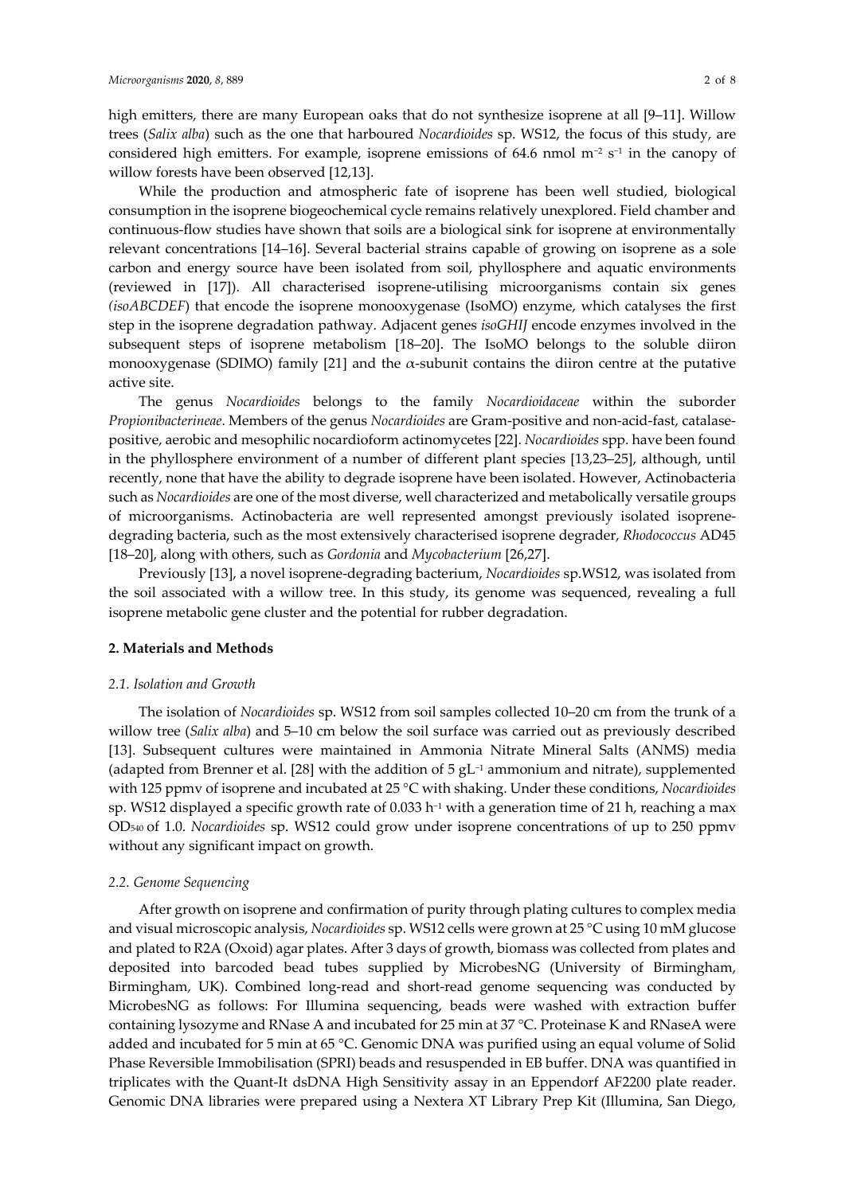high emitters, there are many European oaks that do not synthesize isoprene at all [9–11]. Willow trees (*Salix alba*) such as the one that harboured *Nocardioides* sp. WS12, the focus of this study, are considered high emitters. For example, isoprene emissions of 64.6 nmol $m^{-2}$ $s^{-1}$ in the canopy of willow forests have been observed [12,13].

While the production and atmospheric fate of isoprene has been well studied, biological consumption in the isoprene biogeochemical cycle remains relatively unexplored. Field chamber and continuous-flow studies have shown that soils are a biological sink for isoprene at environmentally relevant concentrations [14–16]. Several bacterial strains capable of growing on isoprene as a sole carbon and energy source have been isolated from soil, phyllosphere and aquatic environments (reviewed in [17]). All characterised isoprene-utilising microorganisms contain six genes (*isoABCDEF*) that encode the isoprene monooxygenase (IsoMO) enzyme, which catalyses the first step in the isoprene degradation pathway. Adjacent genes *isoGHIJ* encode enzymes involved in the subsequent steps of isoprene metabolism [18–20]. The IsoMO belongs to the soluble diiron monooxygenase (SDIMO) family [21] and the $\alpha$-subunit contains the diiron centre at the putative active site.

The genus *Nocardioides* belongs to the family *Nocardioidaceae* within the suborder *Propionibacterineae*. Members of the genus *Nocardioides* are Gram-positive and non-acid-fast, catalase-positive, aerobic and mesophilic nocardioform actinomycetes [22]. *Nocardioides* spp. have been found in the phyllosphere environment of a number of different plant species [13,23–25], although, until recently, none that have the ability to degrade isoprene have been isolated. However, Actinobacteria such as *Nocardioides* are one of the most diverse, well characterized and metabolically versatile groups of microorganisms. Actinobacteria are well represented amongst previously isolated isoprene-degrading bacteria, such as the most extensively characterised isoprene degrader, *Rhodococcus* AD45 [18–20], along with others, such as *Gordonia* and *Mycobacterium* [26,27].

Previously [13], a novel isoprene-degrading bacterium, *Nocardioides* sp.WS12, was isolated from the soil associated with a willow tree. In this study, its genome was sequenced, revealing a full isoprene metabolic gene cluster and the potential for rubber degradation.

## 2. Materials and Methods

### 2.1. Isolation and Growth

The isolation of *Nocardioides* sp. WS12 from soil samples collected 10–20 cm from the trunk of a willow tree (*Salix alba*) and 5–10 cm below the soil surface was carried out as previously described [13]. Subsequent cultures were maintained in Ammonia Nitrate Mineral Salts (ANMS) media (adapted from Brenner et al. [28] with the addition of 5 $gL^{-1}$ ammonium and nitrate), supplemented with 125 ppmv of isoprene and incubated at 25 °C with shaking. Under these conditions, *Nocardioides* sp. WS12 displayed a specific growth rate of 0.033 $h^{-1}$ with a generation time of 21 h, reaching a max $OD_{540}$ of 1.0. *Nocardioides* sp. WS12 could grow under isoprene concentrations of up to 250 ppmv without any significant impact on growth.

### 2.2. Genome Sequencing

After growth on isoprene and confirmation of purity through plating cultures to complex media and visual microscopic analysis, *Nocardioides* sp. WS12 cells were grown at 25 °C using 10 mM glucose and plated to R2A (Oxoid) agar plates. After 3 days of growth, biomass was collected from plates and deposited into barcoded bead tubes supplied by MicrobesNG (University of Birmingham, Birmingham, UK). Combined long-read and short-read genome sequencing was conducted by MicrobesNG as follows: For Illumina sequencing, beads were washed with extraction buffer containing lysozyme and RNase A and incubated for 25 min at 37 °C. Proteinase K and RNaseA were added and incubated for 5 min at 65 °C. Genomic DNA was purified using an equal volume of Solid Phase Reversible Immobilisation (SPRI) beads and resuspended in EB buffer. DNA was quantified in triplicates with the Quant-It dsDNA High Sensitivity assay in an Eppendorf AF2200 plate reader. Genomic DNA libraries were prepared using a Nextera XT Library Prep Kit (Illumina, San Diego,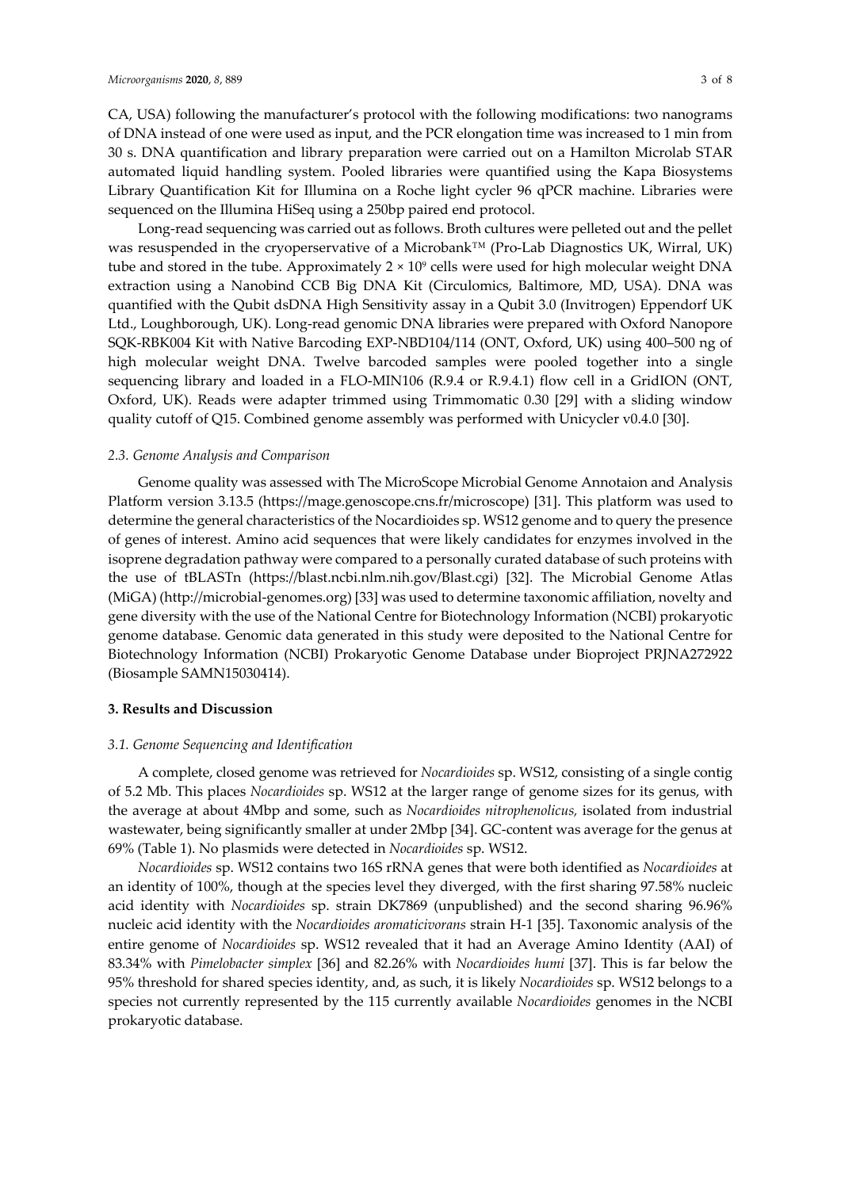CA, USA) following the manufacturer's protocol with the following modifications: two nanograms of DNA instead of one were used as input, and the PCR elongation time was increased to 1 min from 30 s. DNA quantification and library preparation were carried out on a Hamilton Microlab STAR automated liquid handling system. Pooled libraries were quantified using the Kapa Biosystems Library Quantification Kit for Illumina on a Roche light cycler 96 qPCR machine. Libraries were sequenced on the Illumina HiSeq using a 250bp paired end protocol.

Long-read sequencing was carried out as follows. Broth cultures were pelleted out and the pellet was resuspended in the cryoperservative of a Microbank™ (Pro-Lab Diagnostics UK, Wirral, UK) tube and stored in the tube. Approximately $2 \times 10^9$ cells were used for high molecular weight DNA extraction using a Nanobind CCB Big DNA Kit (Circulomics, Baltimore, MD, USA). DNA was quantified with the Qubit dsDNA High Sensitivity assay in a Qubit 3.0 (Invitrogen) Eppendorf UK Ltd., Loughborough, UK). Long-read genomic DNA libraries were prepared with Oxford Nanopore SQK-RBK004 Kit with Native Barcoding EXP-NBD104/114 (ONT, Oxford, UK) using 400–500 ng of high molecular weight DNA. Twelve barcoded samples were pooled together into a single sequencing library and loaded in a FLO-MIN106 (R.9.4 or R.9.4.1) flow cell in a GridION (ONT, Oxford, UK). Reads were adapter trimmed using Trimmomatic 0.30 [29] with a sliding window quality cutoff of Q15. Combined genome assembly was performed with Unicycler v0.4.0 [30].

### 2.3. Genome Analysis and Comparison

Genome quality was assessed with The MicroScope Microbial Genome Annotaion and Analysis Platform version 3.13.5 (https://mage.genoscope.cns.fr/microscope) [31]. This platform was used to determine the general characteristics of the Nocardioides sp. WS12 genome and to query the presence of genes of interest. Amino acid sequences that were likely candidates for enzymes involved in the isoprene degradation pathway were compared to a personally curated database of such proteins with the use of tBLASTn (https://blast.ncbi.nlm.nih.gov/Blast.cgi) [32]. The Microbial Genome Atlas (MiGA) (http://microbial-genomes.org) [33] was used to determine taxonomic affiliation, novelty and gene diversity with the use of the National Centre for Biotechnology Information (NCBI) prokaryotic genome database. Genomic data generated in this study were deposited to the National Centre for Biotechnology Information (NCBI) Prokaryotic Genome Database under Bioproject PRJNA272922 (Biosample SAMN15030414).

## 3. Results and Discussion

### 3.1. Genome Sequencing and Identification

A complete, closed genome was retrieved for *Nocardioides* sp. WS12, consisting of a single contig of 5.2 Mb. This places *Nocardioides* sp. WS12 at the larger range of genome sizes for its genus, with the average at about 4Mbp and some, such as *Nocardioides nitrophenolicus,* isolated from industrial wastewater, being significantly smaller at under 2Mbp [34]. GC-content was average for the genus at 69% (Table 1). No plasmids were detected in *Nocardioides* sp. WS12.

*Nocardioides* sp. WS12 contains two 16S rRNA genes that were both identified as *Nocardioides* at an identity of 100%, though at the species level they diverged, with the first sharing 97.58% nucleic acid identity with *Nocardioides* sp. strain DK7869 (unpublished) and the second sharing 96.96% nucleic acid identity with the *Nocardioides aromaticivorans* strain H-1 [35]. Taxonomic analysis of the entire genome of *Nocardioides* sp. WS12 revealed that it had an Average Amino Identity (AAI) of 83.34% with *Pimelobacter simplex* [36] and 82.26% with *Nocardioides humi* [37]. This is far below the 95% threshold for shared species identity, and, as such, it is likely *Nocardioides* sp. WS12 belongs to a species not currently represented by the 115 currently available *Nocardioides* genomes in the NCBI prokaryotic database.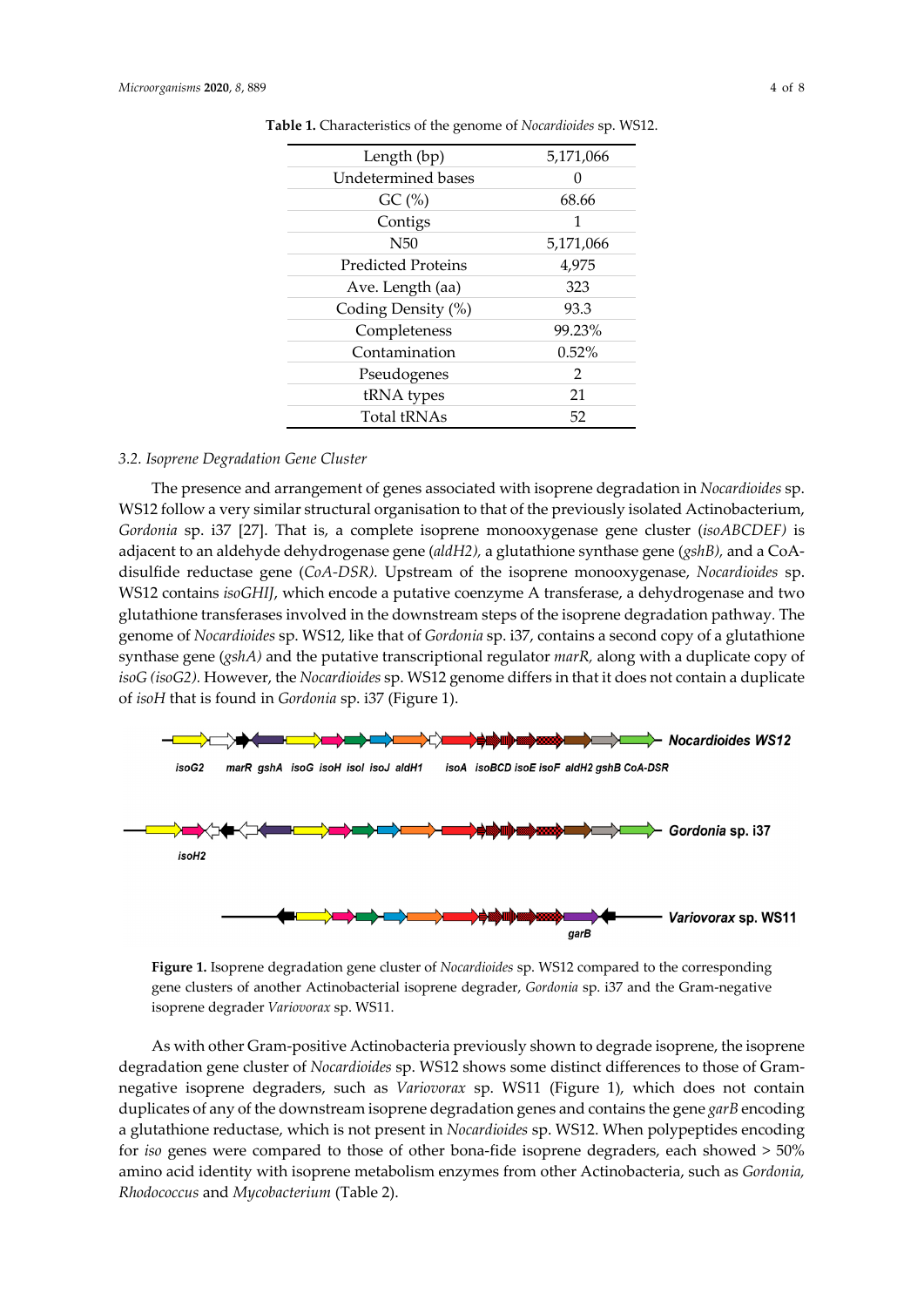**Table 1.** Characteristics of the genome of *Nocardioides* sp. WS12.

| | |
|---|---|
| Length (bp) | 5,171,066 |
| Undetermined bases | 0 |
| GC (%) | 68.66 |
| Contigs | 1 |
| N50 | 5,171,066 |
| Predicted Proteins | 4,975 |
| Ave. Length (aa) | 323 |
| Coding Density (%) | 93.3 |
| Completeness | 99.23% |
| Contamination | 0.52% |
| Pseudogenes | 2 |
| tRNA types | 21 |
| Total tRNAs | 52 |

### 3.2. Isoprene Degradation Gene Cluster

The presence and arrangement of genes associated with isoprene degradation in *Nocardioides* sp. WS12 follow a very similar structural organisation to that of the previously isolated Actinobacterium, *Gordonia* sp. i37 [27]. That is, a complete isoprene monooxygenase gene cluster (*isoABCDEF)* is adjacent to an aldehyde dehydrogenase gene (*aldH2),* a glutathione synthase gene (*gshB),* and a CoA-disulfide reductase gene (*CoA-DSR).* Upstream of the isoprene monooxygenase, *Nocardioides* sp. WS12 contains *isoGHIJ*, which encode a putative coenzyme A transferase, a dehydrogenase and two glutathione transferases involved in the downstream steps of the isoprene degradation pathway. The genome of *Nocardioides* sp. WS12, like that of *Gordonia* sp. i37, contains a second copy of a glutathione synthase gene (*gshA)* and the putative transcriptional regulator *marR,* along with a duplicate copy of *isoG (isoG2).* However, the *Nocardioides* sp. WS12 genome differs in that it does not contain a duplicate of *isoH* that is found in *Gordonia* sp. i37 (Figure 1).

**Figure 1.** Isoprene degradation gene cluster of *Nocardioides* sp. WS12 compared to the corresponding gene clusters of another Actinobacterial isoprene degrader, *Gordonia* sp. i37 and the Gram-negative isoprene degrader *Variovorax* sp. WS11.

As with other Gram-positive Actinobacteria previously shown to degrade isoprene, the isoprene degradation gene cluster of *Nocardioides* sp. WS12 shows some distinct differences to those of Gram-negative isoprene degraders, such as *Variovorax* sp. WS11 (Figure 1), which does not contain duplicates of any of the downstream isoprene degradation genes and contains the gene *garB* encoding a glutathione reductase, which is not present in *Nocardioides* sp. WS12. When polypeptides encoding for *iso* genes were compared to those of other bona-fide isoprene degraders, each showed > 50% amino acid identity with isoprene metabolism enzymes from other Actinobacteria, such as *Gordonia, Rhodococcus* and *Mycobacterium* (Table 2).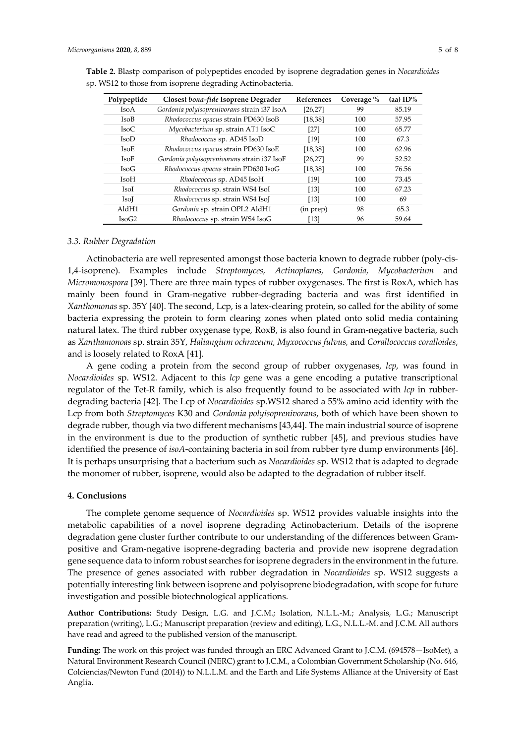**Table 2.** Blastp comparison of polypeptides encoded by isoprene degradation genes in *Nocardioides* sp. WS12 to those from isoprene degrading Actinobacteria.

| Polypeptide | Closest *bona-fide* Isoprene Degrader | References | Coverage % | (aa) ID% |
|---|---|---|---|---|
| IsoA | *Gordonia polyisoprenivorans* strain i37 IsoA | [26,27] | 99 | 85.19 |
| IsoB | *Rhodococcus opacus* strain PD630 IsoB | [18,38] | 100 | 57.95 |
| IsoC | *Mycobacterium* sp. strain AT1 IsoC | [27] | 100 | 65.77 |
| IsoD | *Rhodococcus* sp. AD45 IsoD | [19] | 100 | 67.3 |
| IsoE | *Rhodococcus opacus* strain PD630 IsoE | [18,38] | 100 | 62.96 |
| IsoF | *Gordonia polyisoprenivorans* strain i37 IsoF | [26,27] | 99 | 52.52 |
| IsoG | *Rhodococcus opacus* strain PD630 IsoG | [18,38] | 100 | 76.56 |
| IsoH | *Rhodococcus* sp. AD45 IsoH | [19] | 100 | 73.45 |
| IsoI | *Rhodococcus* sp. strain WS4 IsoI | [13] | 100 | 67.23 |
| IsoJ | *Rhodococcus* sp. strain WS4 IsoJ | [13] | 100 | 69 |
| AldH1 | *Gordonia* sp. strain OPL2 AldH1 | (in prep) | 98 | 65.3 |
| IsoG2 | *Rhodococcus* sp. strain WS4 IsoG | [13] | 96 | 59.64 |

### 3.3. Rubber Degradation

Actinobacteria are well represented amongst those bacteria known to degrade rubber (poly-cis-1,4-isoprene). Examples include *Streptomyces, Actinoplanes, Gordonia, Mycobacterium* and *Micromonospora* [39]. There are three main types of rubber oxygenases. The first is RoxA, which has mainly been found in Gram-negative rubber-degrading bacteria and was first identified in *Xanthomonas* sp. 35Y [40]. The second, Lcp, is a latex-clearing protein, so called for the ability of some bacteria expressing the protein to form clearing zones when plated onto solid media containing natural latex. The third rubber oxygenase type, RoxB, is also found in Gram-negative bacteria, such as *Xanthamonoas* sp. strain 35Y, *Haliangium ochraceum, Myxococcus fulvus,* and *Corallococcus coralloides*, and is loosely related to RoxA [41].

A gene coding a protein from the second group of rubber oxygenases, *lcp*, was found in *Nocardioides* sp. WS12. Adjacent to this *lcp* gene was a gene encoding a putative transcriptional regulator of the Tet-R family, which is also frequently found to be associated with *lcp* in rubber-degrading bacteria [42]. The Lcp of *Nocardioides* sp.WS12 shared a 55% amino acid identity with the Lcp from both *Streptomyces* K30 and *Gordonia polyisoprenivorans*, both of which have been shown to degrade rubber, though via two different mechanisms [43,44]. The main industrial source of isoprene in the environment is due to the production of synthetic rubber [45], and previous studies have identified the presence of *isoA*-containing bacteria in soil from rubber tyre dump environments [46]. It is perhaps unsurprising that a bacterium such as *Nocardioides* sp. WS12 that is adapted to degrade the monomer of rubber, isoprene, would also be adapted to the degradation of rubber itself.

## 4. Conclusions

The complete genome sequence of *Nocardioides* sp. WS12 provides valuable insights into the metabolic capabilities of a novel isoprene degrading Actinobacterium. Details of the isoprene degradation gene cluster further contribute to our understanding of the differences between Gram-positive and Gram-negative isoprene-degrading bacteria and provide new isoprene degradation gene sequence data to inform robust searches for isoprene degraders in the environment in the future. The presence of genes associated with rubber degradation in *Nocardioides* sp. WS12 suggests a potentially interesting link between isoprene and polyisoprene biodegradation, with scope for future investigation and possible biotechnological applications.

**Author Contributions:** Study Design, L.G. and J.C.M.; Isolation, N.L.L.-M.; Analysis, L.G.; Manuscript preparation (writing), L.G.; Manuscript preparation (review and editing), L.G., N.L.L.-M. and J.C.M. All authors have read and agreed to the published version of the manuscript.

**Funding:** The work on this project was funded through an ERC Advanced Grant to J.C.M. (694578—IsoMet), a Natural Environment Research Council (NERC) grant to J.C.M., a Colombian Government Scholarship (No. 646, Colciencias/Newton Fund (2014)) to N.L.L.M. and the Earth and Life Systems Alliance at the University of East Anglia.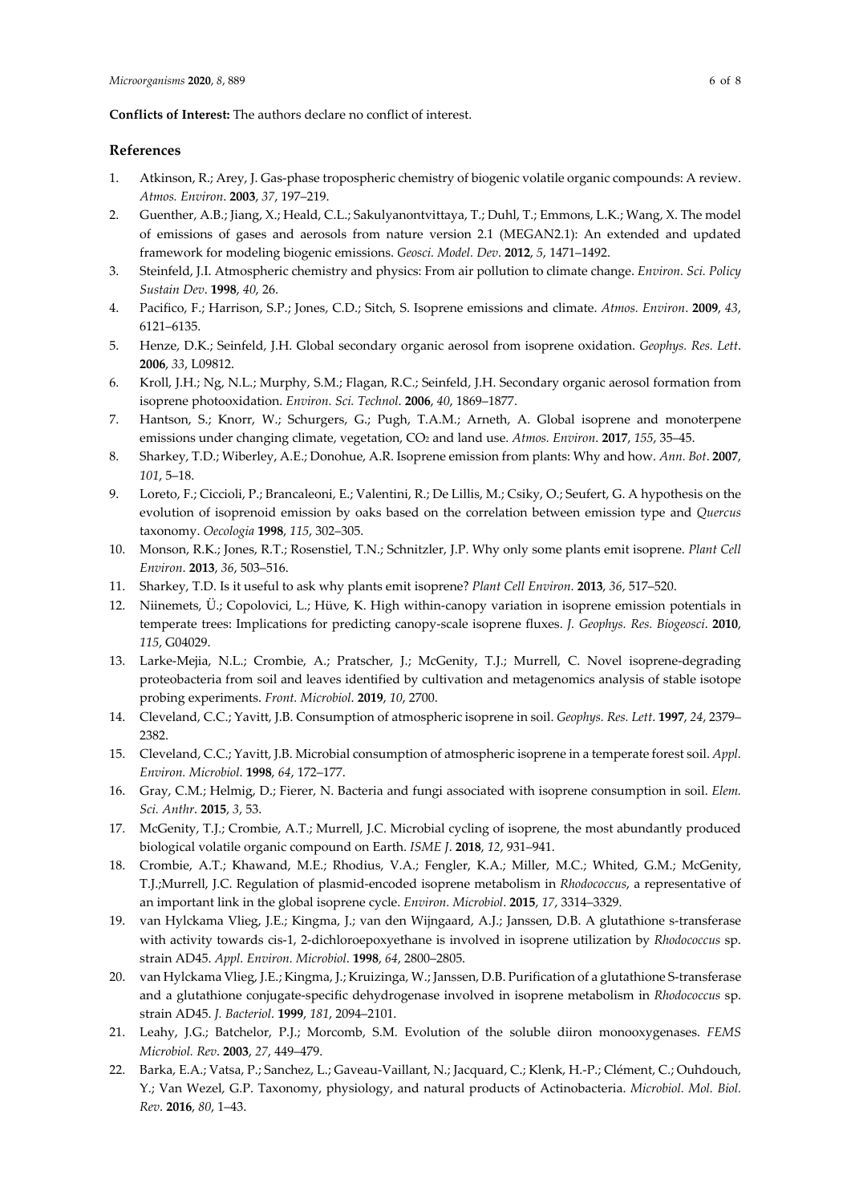**Conflicts of Interest:** The authors declare no conflict of interest.

## References

1. Atkinson, R.; Arey, J. Gas-phase tropospheric chemistry of biogenic volatile organic compounds: A review. *Atmos. Environ.* **2003**, *37*, 197–219.
2. Guenther, A.B.; Jiang, X.; Heald, C.L.; Sakulyanontvittaya, T.; Duhl, T.; Emmons, L.K.; Wang, X. The model of emissions of gases and aerosols from nature version 2.1 (MEGAN2.1): An extended and updated framework for modeling biogenic emissions. *Geosci. Model. Dev.* **2012**, *5*, 1471–1492.
3. Steinfeld, J.I. Atmospheric chemistry and physics: From air pollution to climate change. *Environ. Sci. Policy Sustain Dev.* **1998**, *40*, 26.
4. Pacifico, F.; Harrison, S.P.; Jones, C.D.; Sitch, S. Isoprene emissions and climate. *Atmos. Environ.* **2009**, *43*, 6121–6135.
5. Henze, D.K.; Seinfeld, J.H. Global secondary organic aerosol from isoprene oxidation. *Geophys. Res. Lett.* **2006**, *33*, L09812.
6. Kroll, J.H.; Ng, N.L.; Murphy, S.M.; Flagan, R.C.; Seinfeld, J.H. Secondary organic aerosol formation from isoprene photooxidation. *Environ. Sci. Technol.* **2006**, *40*, 1869–1877.
7. Hantson, S.; Knorr, W.; Schurgers, G.; Pugh, T.A.M.; Arneth, A. Global isoprene and monoterpene emissions under changing climate, vegetation, $CO_2$ and land use. *Atmos. Environ.* **2017**, *155*, 35–45.
8. Sharkey, T.D.; Wiberley, A.E.; Donohue, A.R. Isoprene emission from plants: Why and how. *Ann. Bot.* **2007**, *101*, 5–18.
9. Loreto, F.; Ciccioli, P.; Brancaleoni, E.; Valentini, R.; De Lillis, M.; Csiky, O.; Seufert, G. A hypothesis on the evolution of isoprenoid emission by oaks based on the correlation between emission type and *Quercus* taxonomy. *Oecologia* **1998**, *115*, 302–305.
10. Monson, R.K.; Jones, R.T.; Rosenstiel, T.N.; Schnitzler, J.P. Why only some plants emit isoprene. *Plant Cell Environ.* **2013**, *36*, 503–516.
11. Sharkey, T.D. Is it useful to ask why plants emit isoprene? *Plant Cell Environ.* **2013**, *36*, 517–520.
12. Niinemets, Ü.; Copolovici, L.; Hüve, K. High within-canopy variation in isoprene emission potentials in temperate trees: Implications for predicting canopy-scale isoprene fluxes. *J. Geophys. Res. Biogeosci.* **2010**, *115*, G04029.
13. Larke-Mejia, N.L.; Crombie, A.; Pratscher, J.; McGenity, T.J.; Murrell, C. Novel isoprene-degrading proteobacteria from soil and leaves identified by cultivation and metagenomics analysis of stable isotope probing experiments. *Front. Microbiol.* **2019**, *10*, 2700.
14. Cleveland, C.C.; Yavitt, J.B. Consumption of atmospheric isoprene in soil. *Geophys. Res. Lett.* **1997**, *24*, 2379–2382.
15. Cleveland, C.C.; Yavitt, J.B. Microbial consumption of atmospheric isoprene in a temperate forest soil. *Appl. Environ. Microbiol.* **1998**, *64*, 172–177.
16. Gray, C.M.; Helmig, D.; Fierer, N. Bacteria and fungi associated with isoprene consumption in soil. *Elem. Sci. Anthr.* **2015**, *3*, 53.
17. McGenity, T.J.; Crombie, A.T.; Murrell, J.C. Microbial cycling of isoprene, the most abundantly produced biological volatile organic compound on Earth. *ISME J.* **2018**, *12*, 931–941.
18. Crombie, A.T.; Khawand, M.E.; Rhodius, V.A.; Fengler, K.A.; Miller, M.C.; Whited, G.M.; McGenity, T.J.;Murrell, J.C. Regulation of plasmid-encoded isoprene metabolism in *Rhodococcus*, a representative of an important link in the global isoprene cycle. *Environ. Microbiol.* **2015**, *17*, 3314–3329.
19. van Hylckama Vlieg, J.E.; Kingma, J.; van den Wijngaard, A.J.; Janssen, D.B. A glutathione s-transferase with activity towards cis-1, 2-dichloroepoxyethane is involved in isoprene utilization by *Rhodococcus* sp. strain AD45. *Appl. Environ. Microbiol.* **1998**, *64*, 2800–2805.
20. van Hylckama Vlieg, J.E.; Kingma, J.; Kruizinga, W.; Janssen, D.B. Purification of a glutathione S-transferase and a glutathione conjugate-specific dehydrogenase involved in isoprene metabolism in *Rhodococcus* sp. strain AD45. *J. Bacteriol.* **1999**, *181*, 2094–2101.
21. Leahy, J.G.; Batchelor, P.J.; Morcomb, S.M. Evolution of the soluble diiron monooxygenases. *FEMS Microbiol. Rev.* **2003**, *27*, 449–479.
22. Barka, E.A.; Vatsa, P.; Sanchez, L.; Gaveau-Vaillant, N.; Jacquard, C.; Klenk, H.-P.; Clément, C.; Ouhdouch, Y.; Van Wezel, G.P. Taxonomy, physiology, and natural products of Actinobacteria. *Microbiol. Mol. Biol. Rev.* **2016**, *80*, 1–43.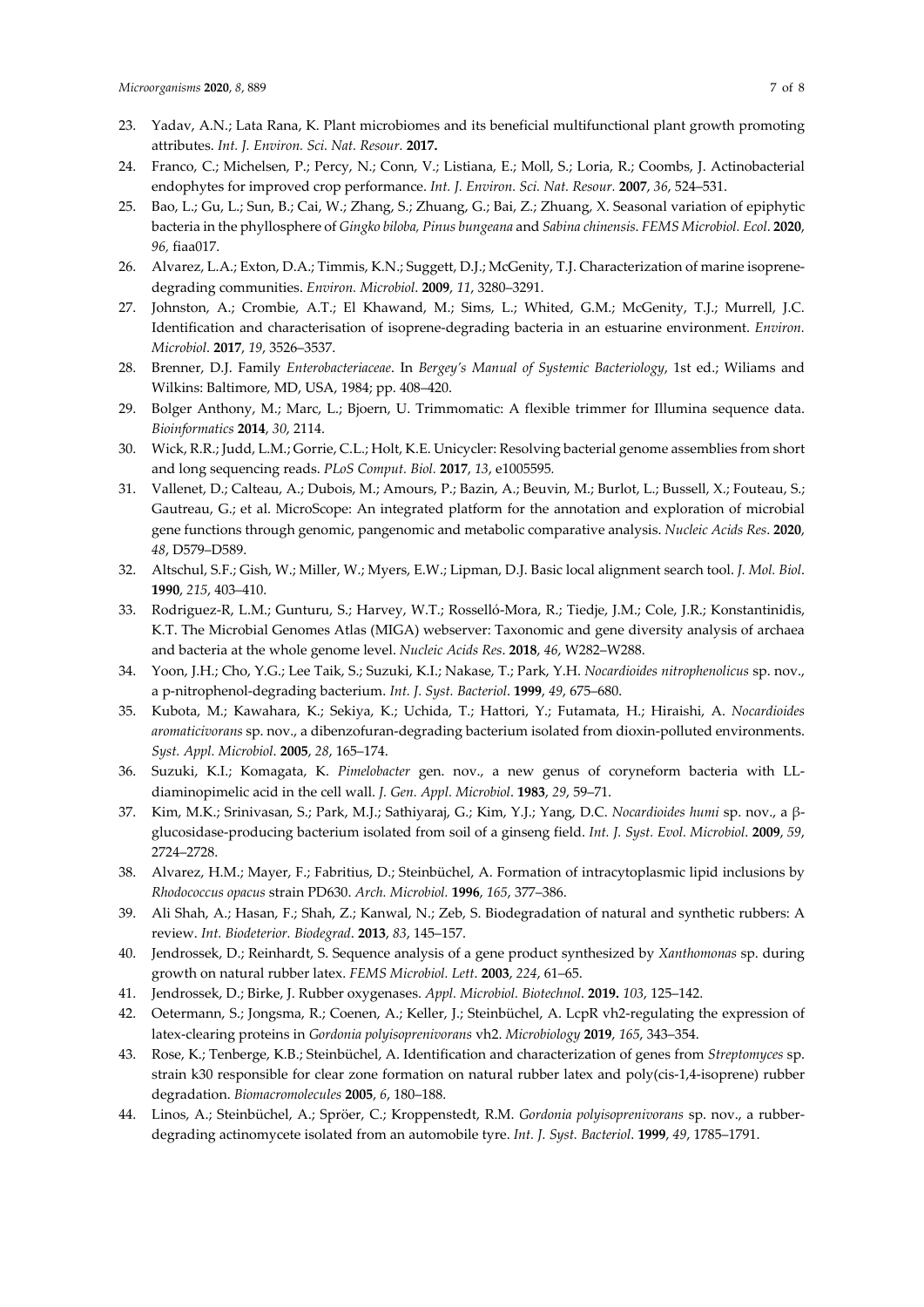23. Yadav, A.N.; Lata Rana, K. Plant microbiomes and its beneficial multifunctional plant growth promoting attributes. *Int. J. Environ. Sci. Nat. Resour.* **2017.**
24. Franco, C.; Michelsen, P.; Percy, N.; Conn, V.; Listiana, E.; Moll, S.; Loria, R.; Coombs, J. Actinobacterial endophytes for improved crop performance. *Int. J. Environ. Sci. Nat. Resour.* **2007**, *36*, 524–531.
25. Bao, L.; Gu, L.; Sun, B.; Cai, W.; Zhang, S.; Zhuang, G.; Bai, Z.; Zhuang, X. Seasonal variation of epiphytic bacteria in the phyllosphere of *Gingko biloba, Pinus bungeana* and *Sabina chinensis*. *FEMS Microbiol. Ecol*. **2020**, *96,* fiaa017.
26. Alvarez, L.A.; Exton, D.A.; Timmis, K.N.; Suggett, D.J.; McGenity, T.J. Characterization of marine isoprene-degrading communities. *Environ. Microbiol.* **2009**, *11*, 3280–3291.
27. Johnston, A.; Crombie, A.T.; El Khawand, M.; Sims, L.; Whited, G.M.; McGenity, T.J.; Murrell, J.C. Identification and characterisation of isoprene-degrading bacteria in an estuarine environment. *Environ. Microbiol*. **2017**, *19*, 3526–3537.
28. Brenner, D.J. Family *Enterobacteriaceae*. In *Bergey's Manual of Systemic Bacteriology*, 1st ed.; Wiliams and Wilkins: Baltimore, MD, USA, 1984; pp. 408–420.
29. Bolger Anthony, M.; Marc, L.; Bjoern, U. Trimmomatic: A flexible trimmer for Illumina sequence data. *Bioinformatics* **2014**, *30,* 2114.
30. Wick, R.R.; Judd, L.M.; Gorrie, C.L.; Holt, K.E. Unicycler: Resolving bacterial genome assemblies from short and long sequencing reads. *PLoS Comput. Biol.* **2017**, *13*, e1005595*.*
31. Vallenet, D.; Calteau, A.; Dubois, M.; Amours, P.; Bazin, A.; Beuvin, M.; Burlot, L.; Bussell, X.; Fouteau, S.; Gautreau, G.; et al. MicroScope: An integrated platform for the annotation and exploration of microbial gene functions through genomic, pangenomic and metabolic comparative analysis. *Nucleic Acids Res*. **2020**, *48*, D579–D589.
32. Altschul, S.F.; Gish, W.; Miller, W.; Myers, E.W.; Lipman, D.J. Basic local alignment search tool. *J. Mol. Biol*. **1990**, *215*, 403–410.
33. Rodriguez-R, L.M.; Gunturu, S.; Harvey, W.T.; Rosselló-Mora, R.; Tiedje, J.M.; Cole, J.R.; Konstantinidis, K.T. The Microbial Genomes Atlas (MIGA) webserver: Taxonomic and gene diversity analysis of archaea and bacteria at the whole genome level. *Nucleic Acids Res*. **2018**, *46*, W282–W288.
34. Yoon, J.H.; Cho, Y.G.; Lee Taik, S.; Suzuki, K.I.; Nakase, T.; Park, Y.H. *Nocardioides nitrophenolicus* sp. nov., a p-nitrophenol-degrading bacterium. *Int. J. Syst. Bacteriol*. **1999**, *49*, 675–680.
35. Kubota, M.; Kawahara, K.; Sekiya, K.; Uchida, T.; Hattori, Y.; Futamata, H.; Hiraishi, A. *Nocardioides aromaticivorans* sp. nov., a dibenzofuran-degrading bacterium isolated from dioxin-polluted environments. *Syst. Appl. Microbiol.* **2005**, *28*, 165–174.
36. Suzuki, K.I.; Komagata, K. *Pimelobacter* gen. nov., a new genus of coryneform bacteria with LL-diaminopimelic acid in the cell wall. *J. Gen. Appl. Microbiol*. **1983**, *29*, 59–71.
37. Kim, M.K.; Srinivasan, S.; Park, M.J.; Sathiyaraj, G.; Kim, Y.J.; Yang, D.C. *Nocardioides humi* sp. nov., a β-glucosidase-producing bacterium isolated from soil of a ginseng field. *Int. J. Syst. Evol. Microbiol*. **2009**, *59*, 2724–2728.
38. Alvarez, H.M.; Mayer, F.; Fabritius, D.; Steinbüchel, A. Formation of intracytoplasmic lipid inclusions by *Rhodococcus opacus* strain PD630. *Arch. Microbiol.* **1996**, *165*, 377–386.
39. Ali Shah, A.; Hasan, F.; Shah, Z.; Kanwal, N.; Zeb, S. Biodegradation of natural and synthetic rubbers: A review. *Int. Biodeterior. Biodegrad*. **2013**, *83*, 145–157.
40. Jendrossek, D.; Reinhardt, S. Sequence analysis of a gene product synthesized by *Xanthomonas* sp. during growth on natural rubber latex. *FEMS Microbiol. Lett*. **2003**, *224*, 61–65.
41. Jendrossek, D.; Birke, J. Rubber oxygenases. *Appl. Microbiol. Biotechnol*. **2019.** *103*, 125–142.
42. Oetermann, S.; Jongsma, R.; Coenen, A.; Keller, J.; Steinbüchel, A. LcpR vh2-regulating the expression of latex-clearing proteins in *Gordonia polyisoprenivorans* vh2. *Microbiology* **2019**, *165*, 343–354.
43. Rose, K.; Tenberge, K.B.; Steinbüchel, A. Identification and characterization of genes from *Streptomyces* sp. strain k30 responsible for clear zone formation on natural rubber latex and poly(cis-1,4-isoprene) rubber degradation. *Biomacromolecules* **2005**, *6*, 180–188.
44. Linos, A.; Steinbüchel, A.; Spröer, C.; Kroppenstedt, R.M. *Gordonia polyisoprenivorans* sp. nov., a rubber-degrading actinomycete isolated from an automobile tyre. *Int. J. Syst. Bacteriol*. **1999**, *49*, 1785–1791.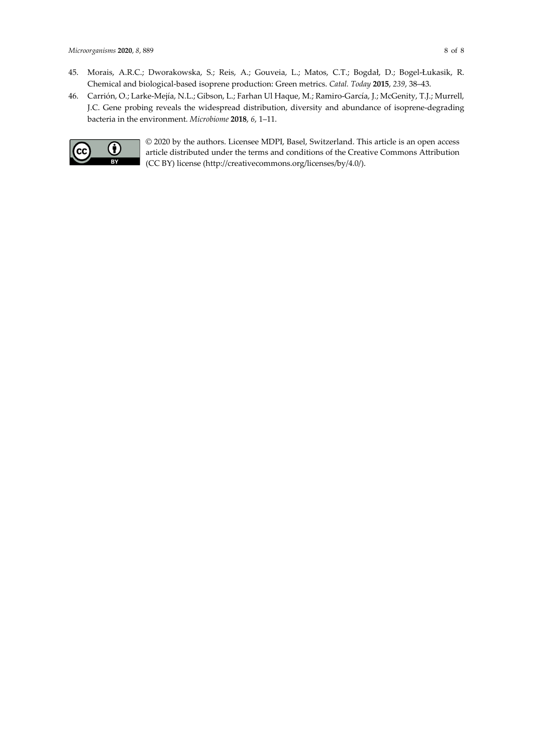45. Morais, A.R.C.; Dworakowska, S.; Reis, A.; Gouveia, L.; Matos, C.T.; Bogdał, D.; Bogel-Łukasik, R. Chemical and biological-based isoprene production: Green metrics. *Catal. Today* **2015**, *239*, 38–43.
46. Carrión, O.; Larke-Mejía, N.L.; Gibson, L.; Farhan Ul Haque, M.; Ramiro-García, J.; McGenity, T.J.; Murrell, J.C. Gene probing reveals the widespread distribution, diversity and abundance of isoprene-degrading bacteria in the environment. *Microbiome* **2018**, *6*, 1–11.

© 2020 by the authors. Licensee MDPI, Basel, Switzerland. This article is an open access article distributed under the terms and conditions of the Creative Commons Attribution (CC BY) license (http://creativecommons.org/licenses/by/4.0/).